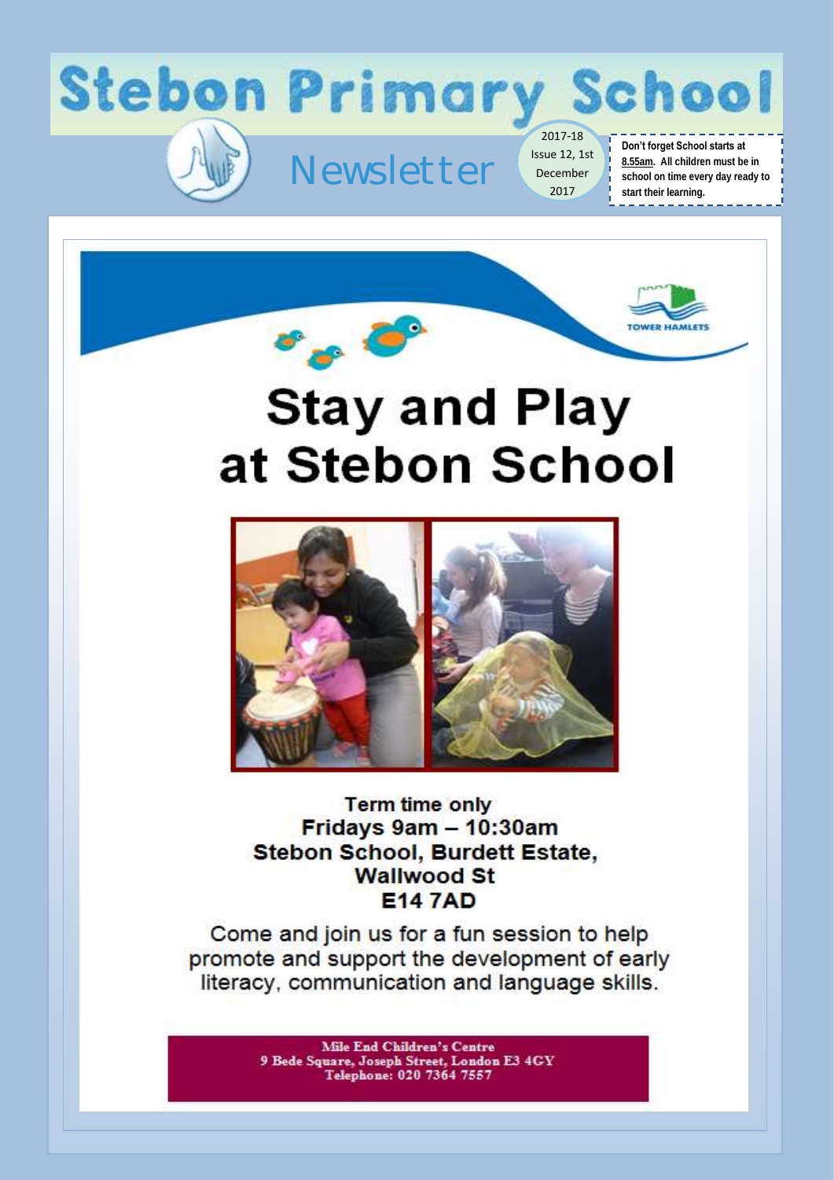# Stebon Primary School

## Newsletter

2017-18
Issue 12, 1st December 2017

**Don't forget School starts at 8.55am. All children must be in school on time every day ready to start their learning.**

TOWER HAMLETS

# Stay and Play at Stebon School

**Term time only**
**Fridays 9am – 10:30am**
**Stebon School, Burdett Estate, Wallwood St**
**E14 7AD**

Come and join us for a fun session to help promote and support the development of early literacy, communication and language skills.

**Mile End Children's Centre**
**9 Bede Square, Joseph Street, London E3 4GY**
**Telephone: 020 7364 7557**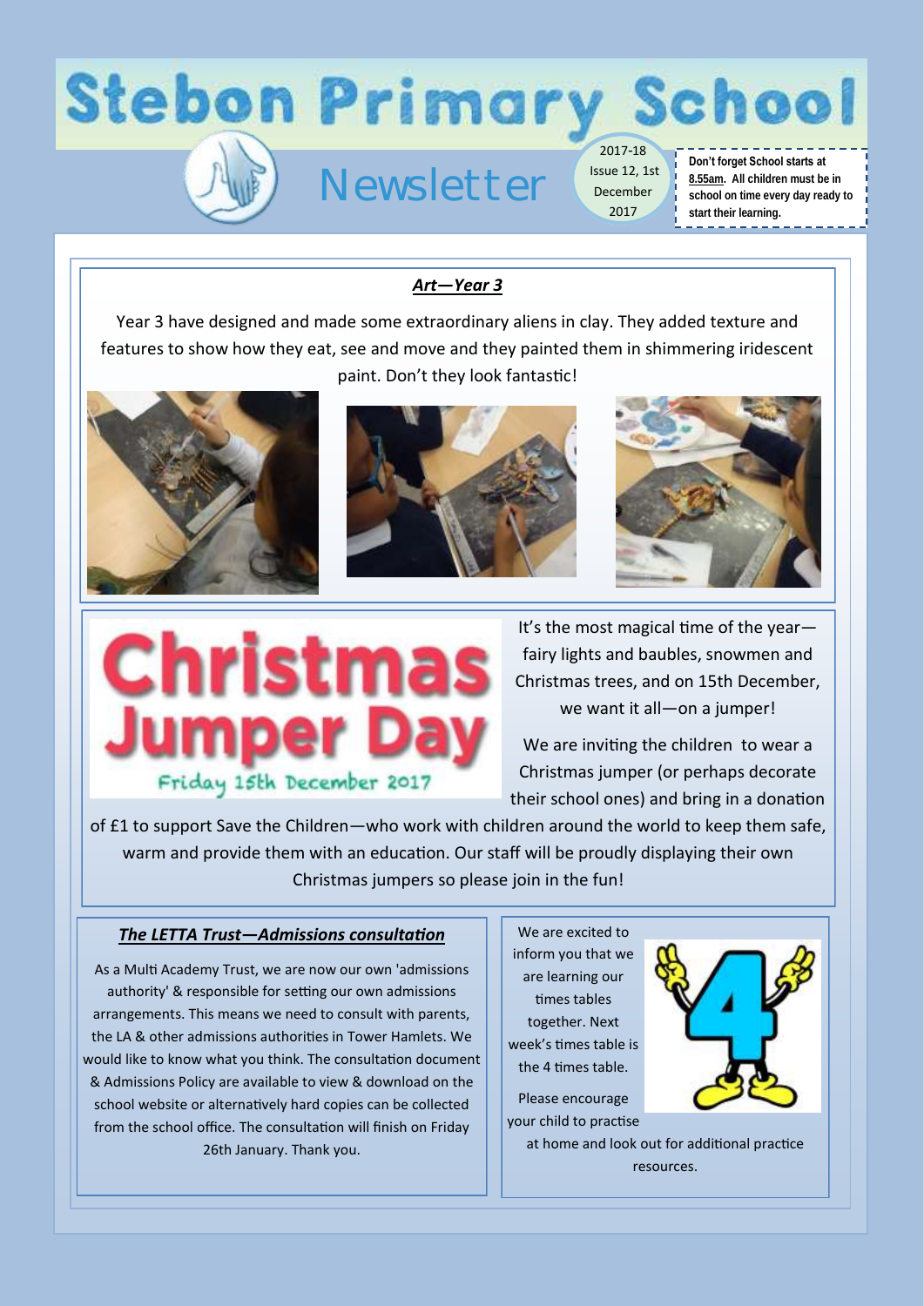# Stebon Primary School

## Newsletter

2017-18
Issue 12, 1st December 2017

**Don't forget School starts at 8.55am. All children must be in school on time every day ready to start their learning.**

### *Art—Year 3*

Year 3 have designed and made some extraordinary aliens in clay. They added texture and features to show how they eat, see and move and they painted them in shimmering iridescent paint. Don't they look fantastic!

## Christmas Jumper Day

Friday 15th December 2017

It's the most magical time of the year—fairy lights and baubles, snowmen and Christmas trees, and on 15th December, we want it all—on a jumper!

We are inviting the children to wear a Christmas jumper (or perhaps decorate their school ones) and bring in a donation of £1 to support Save the Children—who work with children around the world to keep them safe, warm and provide them with an education. Our staff will be proudly displaying their own Christmas jumpers so please join in the fun!

### *The LETTA Trust—Admissions consultation*

As a Multi Academy Trust, we are now our own 'admissions authority' & responsible for setting our own admissions arrangements. This means we need to consult with parents, the LA & other admissions authorities in Tower Hamlets. We would like to know what you think. The consultation document & Admissions Policy are available to view & download on the school website or alternatively hard copies can be collected from the school office. The consultation will finish on Friday 26th January. Thank you.

We are excited to inform you that we are learning our times tables together. Next week's times table is the 4 times table.

Please encourage your child to practise at home and look out for additional practice resources.